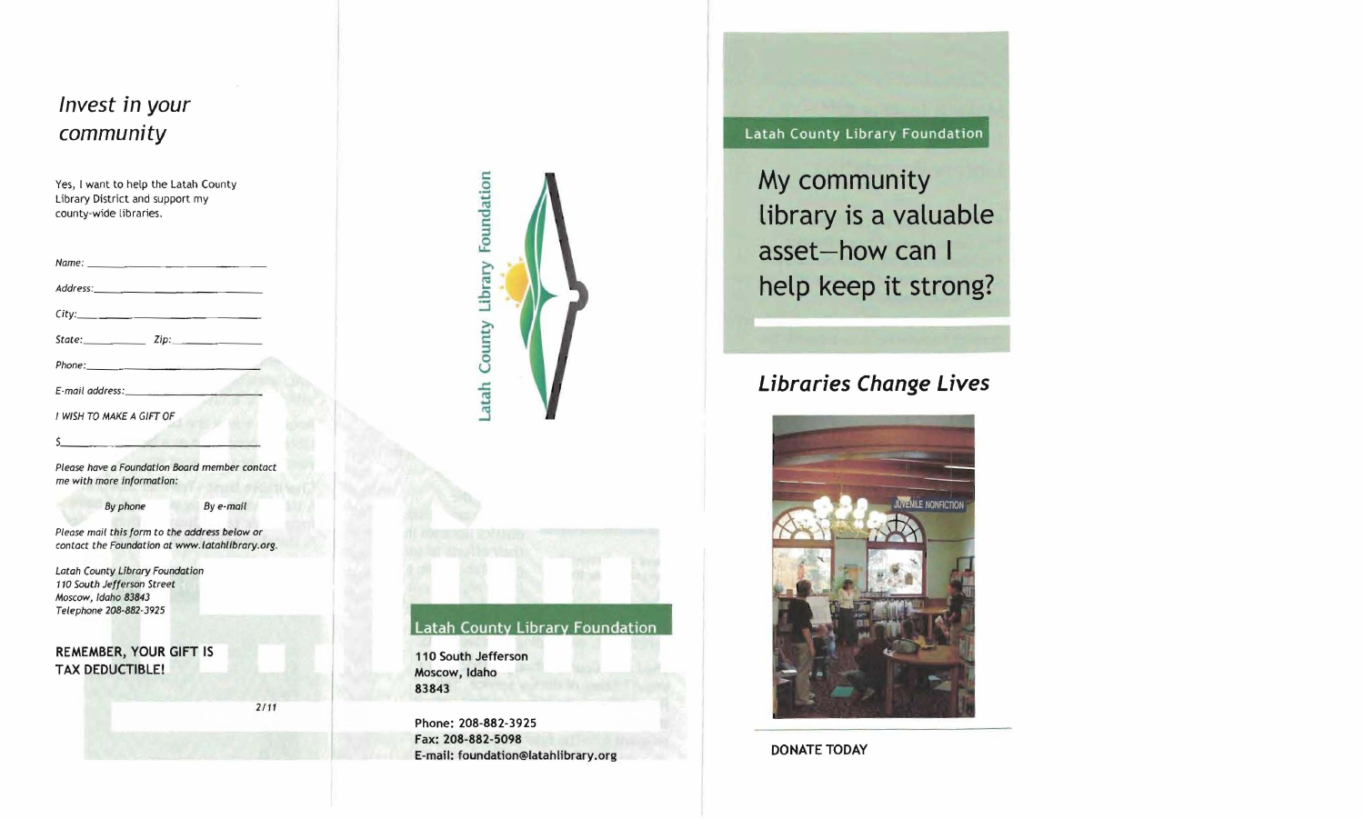## *Invest in your community*

Yes, I want to help the Latah County Library District and support my county-wide libraries.

*Name:* ______________________

*Address:* ______________________

*City:* ______________________

*State:* __________ *Zip:* __________

*Phone:* ______________________

*E-mail address:* ______________________

*I WISH TO MAKE A GIFT OF*

*$* ______________________

*Please have a Foundation Board member contact me with more information:*

*By phone* *By e-mail*

*Please mail this form to the address below or contact the Foundation at www.latahlibrary.org.*

*Latah County Library Foundation*
*110 South Jefferson Street*
*Moscow, Idaho 83843*
*Telephone 208-882-3925*

**REMEMBER, YOUR GIFT IS TAX DEDUCTIBLE!**

*2/11*

Latah County Library Foundation

## Latah County Library Foundation

**110 South Jefferson**
**Moscow, Idaho**
**83843**

**Phone: 208-882-3925**
**Fax: 208-882-5098**
**E-mail: foundation@latahlibrary.org**

Latah County Library Foundation

# My community library is a valuable asset—how can I help keep it strong?

## *Libraries Change Lives*

**DONATE TODAY**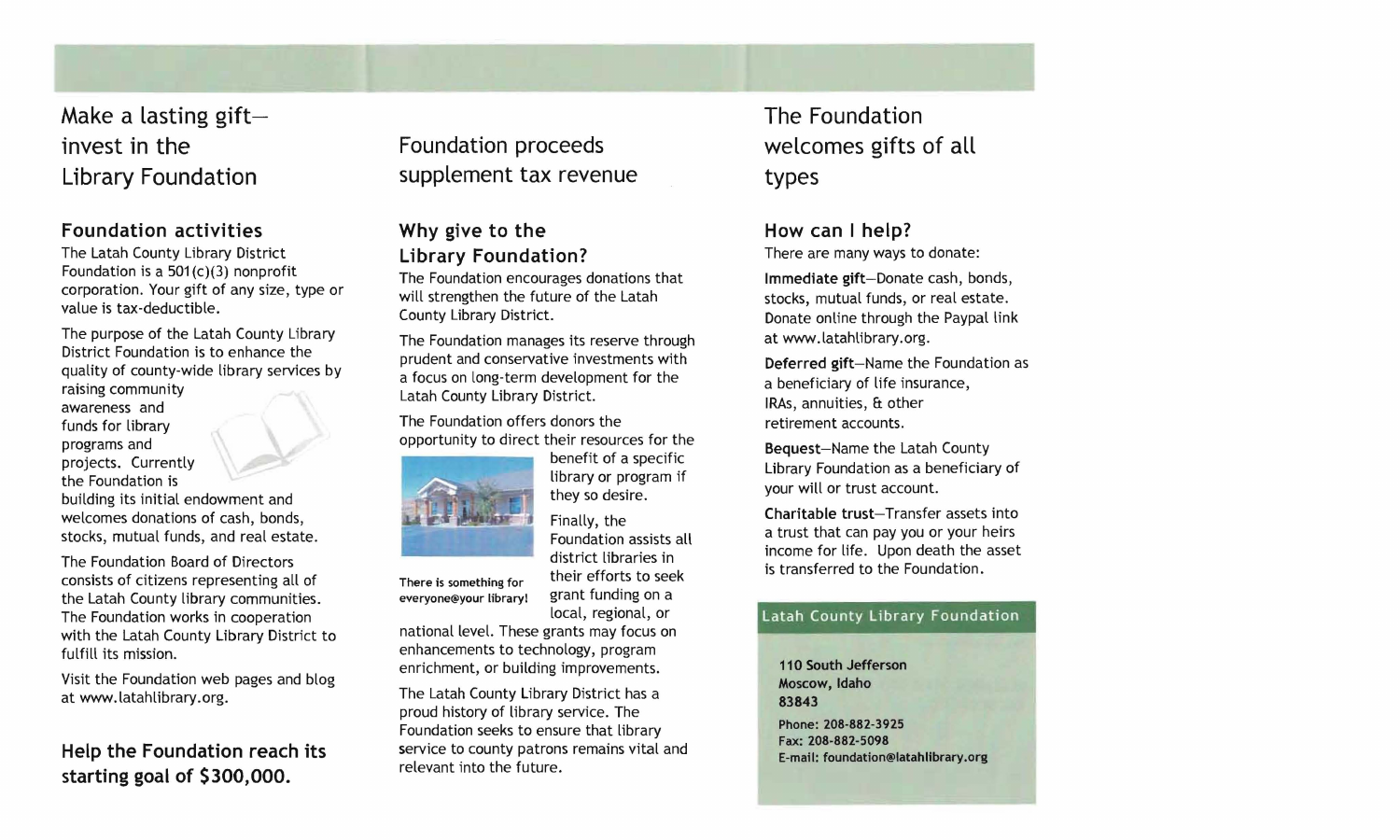## Make a lasting gift—invest in the Library Foundation

### Foundation activities

The Latah County Library District Foundation is a 501(c)(3) nonprofit corporation. Your gift of any size, type or value is tax-deductible.

The purpose of the Latah County Library District Foundation is to enhance the quality of county-wide library services by raising community awareness and funds for library programs and projects. Currently the Foundation is building its initial endowment and welcomes donations of cash, bonds, stocks, mutual funds, and real estate.

The Foundation Board of Directors consists of citizens representing all of the Latah County library communities. The Foundation works in cooperation with the Latah County Library District to fulfill its mission.

Visit the Foundation web pages and blog at www.latahlibrary.org.

**Help the Foundation reach its starting goal of $300,000.**

## Foundation proceeds supplement tax revenue

### Why give to the Library Foundation?

The Foundation encourages donations that will strengthen the future of the Latah County Library District.

The Foundation manages its reserve through prudent and conservative investments with a focus on long-term development for the Latah County Library District.

The Foundation offers donors the opportunity to direct their resources for the benefit of a specific library or program if they so desire.

There is something for everyone@your library!

Finally, the Foundation assists all district libraries in their efforts to seek grant funding on a local, regional, or national level. These grants may focus on enhancements to technology, program enrichment, or building improvements.

The Latah County Library District has a proud history of library service. The Foundation seeks to ensure that library service to county patrons remains vital and relevant into the future.

## The Foundation welcomes gifts of all types

### How can I help?

There are many ways to donate:

**Immediate gift**—Donate cash, bonds, stocks, mutual funds, or real estate. Donate online through the Paypal link at www.latahlibrary.org.

**Deferred gift**—Name the Foundation as a beneficiary of life insurance, IRAs, annuities, & other retirement accounts.

**Bequest**—Name the Latah County Library Foundation as a beneficiary of your will or trust account.

**Charitable trust**—Transfer assets into a trust that can pay you or your heirs income for life. Upon death the asset is transferred to the Foundation.

**Latah County Library Foundation**

**110 South Jefferson**
**Moscow, Idaho**
**83843**

**Phone: 208-882-3925**
**Fax: 208-882-5098**
**E-mail: foundation@latahlibrary.org**